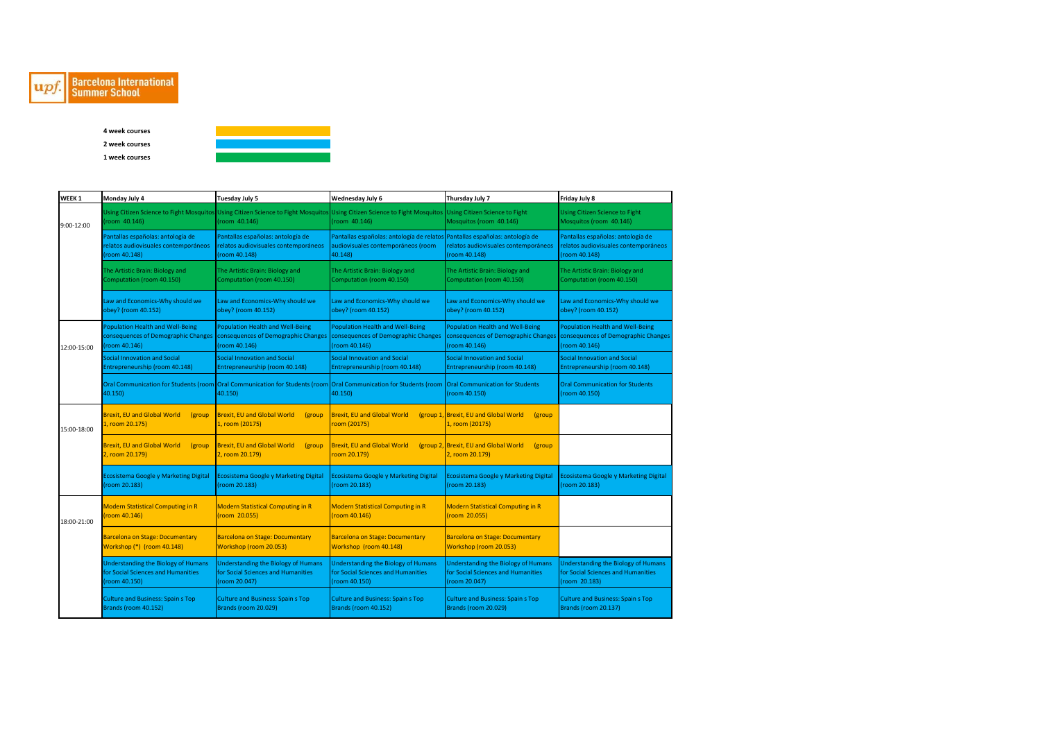upf. Barcelona International Summer School

| | |
|---|---|
| **4 week courses** | |
| **2 week courses** | |
| **1 week courses** | |

| WEEK 1 | Monday July 4 | Tuesday July 5 | Wednesday July 6 | Thursday July 7 | Friday July 8 |
|---|---|---|---|---|---|
| 9:00-12:00 | Using Citizen Science to Fight Mosquitos (room 40.146) | Using Citizen Science to Fight Mosquitos (room 40.146) | Using Citizen Science to Fight Mosquitos (room 40.146) | Using Citizen Science to Fight Mosquitos (room 40.146) | Using Citizen Science to Fight Mosquitos (room 40.146) |
| | Pantallas españolas: antología de relatos audiovisuales contemporáneos (room 40.148) | Pantallas españolas: antología de relatos audiovisuales contemporáneos (room 40.148) | Pantallas españolas: antología de relatos audiovisuales contemporáneos (room 40.148) | Pantallas españolas: antología de relatos audiovisuales contemporáneos (room 40.148) | Pantallas españolas: antología de relatos audiovisuales contemporáneos (room 40.148) |
| | The Artistic Brain: Biology and Computation (room 40.150) | The Artistic Brain: Biology and Computation (room 40.150) | The Artistic Brain: Biology and Computation (room 40.150) | The Artistic Brain: Biology and Computation (room 40.150) | The Artistic Brain: Biology and Computation (room 40.150) |
| | Law and Economics-Why should we obey? (room 40.152) | Law and Economics-Why should we obey? (room 40.152) | Law and Economics-Why should we obey? (room 40.152) | Law and Economics-Why should we obey? (room 40.152) | Law and Economics-Why should we obey? (room 40.152) |
| 12:00-15:00 | Population Health and Well-Being consequences of Demographic Changes (room 40.146) | Population Health and Well-Being consequences of Demographic Changes (room 40.146) | Population Health and Well-Being consequences of Demographic Changes (room 40.146) | Population Health and Well-Being consequences of Demographic Changes (room 40.146) | Population Health and Well-Being consequences of Demographic Changes (room 40.146) |
| | Social Innovation and Social Entrepreneurship (room 40.148) | Social Innovation and Social Entrepreneurship (room 40.148) | Social Innovation and Social Entrepreneurship (room 40.148) | Social Innovation and Social Entrepreneurship (room 40.148) | Social Innovation and Social Entrepreneurship (room 40.148) |
| | Oral Communication for Students (room 40.150) | Oral Communication for Students (room 40.150) | Oral Communication for Students (room 40.150) | Oral Communication for Students (room 40.150) | Oral Communication for Students (room 40.150) |
| 15:00-18:00 | Brexit, EU and Global World (group 1, room 20.175) | Brexit, EU and Global World (group 1, room (20175) | Brexit, EU and Global World (group 1, room (20175) | Brexit, EU and Global World (group 1, room (20175) | |
| | Brexit, EU and Global World (group 2, room 20.179) | Brexit, EU and Global World (group 2, room 20.179) | Brexit, EU and Global World (group 2, room 20.179) | Brexit, EU and Global World (group 2, room 20.179) | |
| | Ecosistema Google y Marketing Digital (room 20.183) | Ecosistema Google y Marketing Digital (room 20.183) | Ecosistema Google y Marketing Digital (room 20.183) | Ecosistema Google y Marketing Digital (room 20.183) | Ecosistema Google y Marketing Digital (room 20.183) |
| 18:00-21:00 | Modern Statistical Computing in R (room 40.146) | Modern Statistical Computing in R (room 20.055) | Modern Statistical Computing in R (room 40.146) | Modern Statistical Computing in R (room 20.055) | |
| | Barcelona on Stage: Documentary Workshop (*) (room 40.148) | Barcelona on Stage: Documentary Workshop (room 20.053) | Barcelona on Stage: Documentary Workshop (room 40.148) | Barcelona on Stage: Documentary Workshop (room 20.053) | |
| | Understanding the Biology of Humans for Social Sciences and Humanities (room 40.150) | Understanding the Biology of Humans for Social Sciences and Humanities (room 20.047) | Understanding the Biology of Humans for Social Sciences and Humanities (room 40.150) | Understanding the Biology of Humans for Social Sciences and Humanities (room 20.047) | Understanding the Biology of Humans for Social Sciences and Humanities (room 20.183) |
| | Culture and Business: Spain s Top Brands (room 40.152) | Culture and Business: Spain s Top Brands (room 20.029) | Culture and Business: Spain s Top Brands (room 40.152) | Culture and Business: Spain s Top Brands (room 20.029) | Culture and Business: Spain s Top Brands (room 20.137) |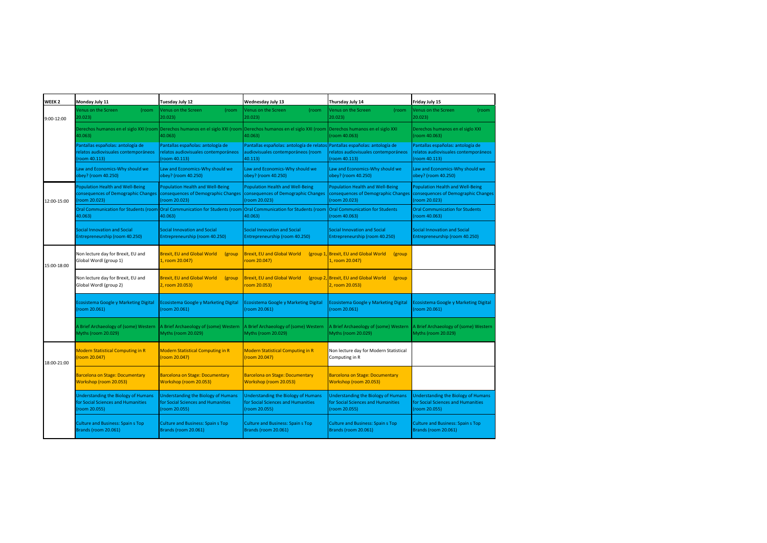| WEEK 2 | Monday July 11 | Tuesday July 12 | Wednesday July 13 | Thursday July 14 | Friday July 15 |
|---|---|---|---|---|---|
| 9:00-12:00 | Venus on the Screen (room 20.023) | Venus on the Screen (room 20.023) | Venus on the Screen (room 20.023) | Venus on the Screen (room 20.023) | Venus on the Screen (room 20.023) |
| | Derechos humanos en el siglo XXI (room 40.063) | Derechos humanos en el siglo XXI (room 40.063) | Derechos humanos en el siglo XXI (room 40.063) | Derechos humanos en el siglo XXI (room 40.063) | Derechos humanos en el siglo XXI (room 40.063) |
| | Pantallas españolas: antología de relatos audiovisuales contemporáneos (room 40.113) | Pantallas españolas: antología de relatos audiovisuales contemporáneos (room 40.113) | Pantallas españolas: antología de relatos audiovisuales contemporáneos (room 40.113) | Pantallas españolas: antología de relatos audiovisuales contemporáneos (room 40.113) | Pantallas españolas: antología de relatos audiovisuales contemporáneos (room 40.113) |
| | Law and Economics-Why should we obey? (room 40.250) | Law and Economics-Why should we obey? (room 40.250) | Law and Economics-Why should we obey? (room 40.250) | Law and Economics-Why should we obey? (room 40.250) | Law and Economics-Why should we obey? (room 40.250) |
| 12:00-15:00 | Population Health and Well-Being consequences of Demographic Changes (room 20.023) | Population Health and Well-Being consequences of Demographic Changes (room 20.023) | Population Health and Well-Being consequences of Demographic Changes (room 20.023) | Population Health and Well-Being consequences of Demographic Changes (room 20.023) | Population Health and Well-Being consequences of Demographic Changes (room 20.023) |
| | Oral Communication for Students (room 40.063) | Oral Communication for Students (room 40.063) | Oral Communication for Students (room 40.063) | Oral Communication for Students (room 40.063) | Oral Communication for Students (room 40.063) |
| | Social Innovation and Social Entrepreneurship (room 40.250) | Social Innovation and Social Entrepreneurship (room 40.250) | Social Innovation and Social Entrepreneurship (room 40.250) | Social Innovation and Social Entrepreneurship (room 40.250) | Social Innovation and Social Entrepreneurship (room 40.250) |
| 15:00-18:00 | Non lecture day for Brexit, EU and Global Wordl (group 1) | Brexit, EU and Global World (group 1, room 20.047) | Brexit, EU and Global World (group 1, room 20.047) | Brexit, EU and Global World (group 1, room 20.047) | |
| | Non lecture day for Brexit, EU and Global Wordl (group 2) | Brexit, EU and Global World (group 2, room 20.053) | Brexit, EU and Global World (group 2, room 20.053) | Brexit, EU and Global World (group 2, room 20.053) | |
| | Ecosistema Google y Marketing Digital (room 20.061) | Ecosistema Google y Marketing Digital (room 20.061) | Ecosistema Google y Marketing Digital (room 20.061) | Ecosistema Google y Marketing Digital (room 20.061) | Ecosistema Google y Marketing Digital (room 20.061) |
| | A Brief Archaeology of (some) Western Myths (room 20.029) | A Brief Archaeology of (some) Western Myths (room 20.029) | A Brief Archaeology of (some) Western Myths (room 20.029) | A Brief Archaeology of (some) Western Myths (room 20.029) | A Brief Archaeology of (some) Western Myths (room 20.029) |
| 18:00-21:00 | Modern Statistical Computing in R (room 20.047) | Modern Statistical Computing in R (room 20.047) | Modern Statistical Computing in R (room 20.047) | Non lecture day for Modern Statistical Computing in R | |
| | Barcelona on Stage: Documentary Workshop (room 20.053) | Barcelona on Stage: Documentary Workshop (room 20.053) | Barcelona on Stage: Documentary Workshop (room 20.053) | Barcelona on Stage: Documentary Workshop (room 20.053) | |
| | Understanding the Biology of Humans for Social Sciences and Humanities (room 20.055) | Understanding the Biology of Humans for Social Sciences and Humanities (room 20.055) | Understanding the Biology of Humans for Social Sciences and Humanities (room 20.055) | Understanding the Biology of Humans for Social Sciences and Humanities (room 20.055) | Understanding the Biology of Humans for Social Sciences and Humanities (room 20.055) |
| | Culture and Business: Spain s Top Brands (room 20.061) | Culture and Business: Spain s Top Brands (room 20.061) | Culture and Business: Spain s Top Brands (room 20.061) | Culture and Business: Spain s Top Brands (room 20.061) | Culture and Business: Spain s Top Brands (room 20.061) |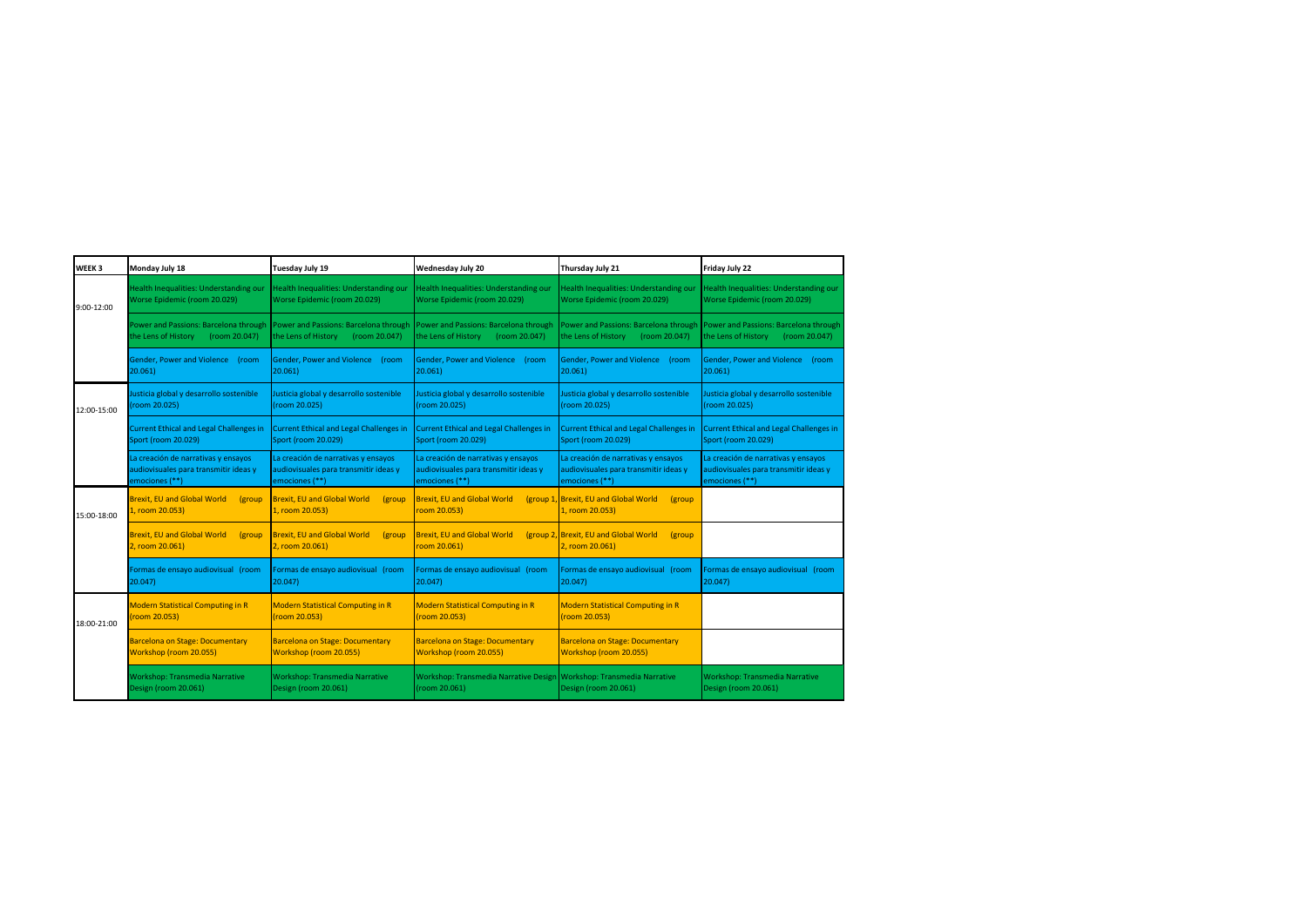| WEEK 3 | Monday July 18 | Tuesday July 19 | Wednesday July 20 | Thursday July 21 | Friday July 22 |
|---|---|---|---|---|---|
| 9:00-12:00 | Health Inequalities: Understanding our Worse Epidemic (room 20.029) | Health Inequalities: Understanding our Worse Epidemic (room 20.029) | Health Inequalities: Understanding our Worse Epidemic (room 20.029) | Health Inequalities: Understanding our Worse Epidemic (room 20.029) | Health Inequalities: Understanding our Worse Epidemic (room 20.029) |
| | Power and Passions: Barcelona through the Lens of History (room 20.047) | Power and Passions: Barcelona through the Lens of History (room 20.047) | Power and Passions: Barcelona through the Lens of History (room 20.047) | Power and Passions: Barcelona through the Lens of History (room 20.047) | Power and Passions: Barcelona through the Lens of History (room 20.047) |
| | Gender, Power and Violence (room 20.061) | Gender, Power and Violence (room 20.061) | Gender, Power and Violence (room 20.061) | Gender, Power and Violence (room 20.061) | Gender, Power and Violence (room 20.061) |
| 12:00-15:00 | Justicia global y desarrollo sostenible (room 20.025) | Justicia global y desarrollo sostenible (room 20.025) | Justicia global y desarrollo sostenible (room 20.025) | Justicia global y desarrollo sostenible (room 20.025) | Justicia global y desarrollo sostenible (room 20.025) |
| | Current Ethical and Legal Challenges in Sport (room 20.029) | Current Ethical and Legal Challenges in Sport (room 20.029) | Current Ethical and Legal Challenges in Sport (room 20.029) | Current Ethical and Legal Challenges in Sport (room 20.029) | Current Ethical and Legal Challenges in Sport (room 20.029) |
| | La creación de narrativas y ensayos audiovisuales para transmitir ideas y emociones (**) | La creación de narrativas y ensayos audiovisuales para transmitir ideas y emociones (**) | La creación de narrativas y ensayos audiovisuales para transmitir ideas y emociones (**) | La creación de narrativas y ensayos audiovisuales para transmitir ideas y emociones (**) | La creación de narrativas y ensayos audiovisuales para transmitir ideas y emociones (**) |
| 15:00-18:00 | Brexit, EU and Global World (group 1, room 20.053) | Brexit, EU and Global World (group 1, room 20.053) | Brexit, EU and Global World (group 1, room 20.053) | Brexit, EU and Global World (group 1, room 20.053) | |
| | Brexit, EU and Global World (group 2, room 20.061) | Brexit, EU and Global World (group 2, room 20.061) | Brexit, EU and Global World (group 2, room 20.061) | Brexit, EU and Global World (group 2, room 20.061) | |
| | Formas de ensayo audiovisual (room 20.047) | Formas de ensayo audiovisual (room 20.047) | Formas de ensayo audiovisual (room 20.047) | Formas de ensayo audiovisual (room 20.047) | Formas de ensayo audiovisual (room 20.047) |
| 18:00-21:00 | Modern Statistical Computing in R (room 20.053) | Modern Statistical Computing in R (room 20.053) | Modern Statistical Computing in R (room 20.053) | Modern Statistical Computing in R (room 20.053) | |
| | Barcelona on Stage: Documentary Workshop (room 20.055) | Barcelona on Stage: Documentary Workshop (room 20.055) | Barcelona on Stage: Documentary Workshop (room 20.055) | Barcelona on Stage: Documentary Workshop (room 20.055) | |
| | Workshop: Transmedia Narrative Design (room 20.061) | Workshop: Transmedia Narrative Design (room 20.061) | Workshop: Transmedia Narrative Design (room 20.061) | Workshop: Transmedia Narrative Design (room 20.061) | Workshop: Transmedia Narrative Design (room 20.061) |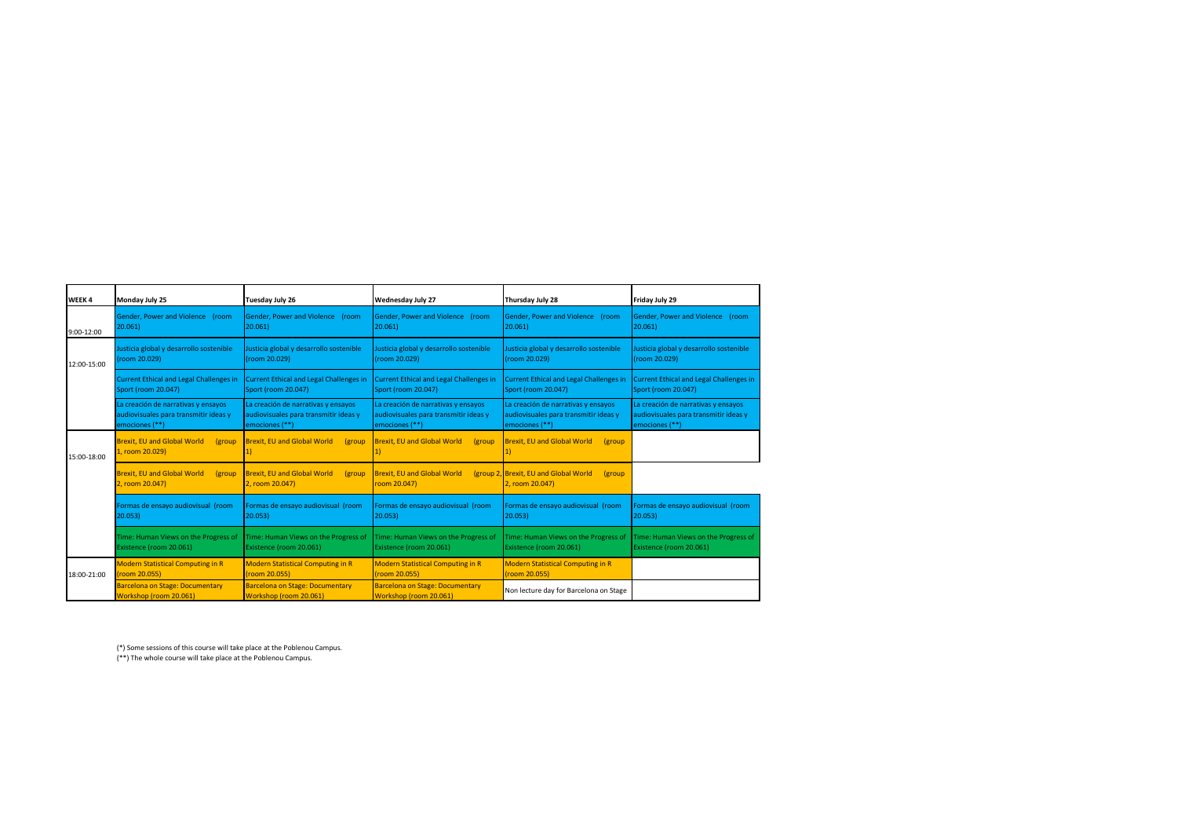| WEEK 4 | Monday July 25 | Tuesday July 26 | Wednesday July 27 | Thursday July 28 | Friday July 29 |
|---|---|---|---|---|---|
| 9:00-12:00 | Gender, Power and Violence (room 20.061) | Gender, Power and Violence (room 20.061) | Gender, Power and Violence (room 20.061) | Gender, Power and Violence (room 20.061) | Gender, Power and Violence (room 20.061) |
| 12:00-15:00 | Justicia global y desarrollo sostenible (room 20.029) | Justicia global y desarrollo sostenible (room 20.029) | Justicia global y desarrollo sostenible (room 20.029) | Justicia global y desarrollo sostenible (room 20.029) | Justicia global y desarrollo sostenible (room 20.029) |
| | Current Ethical and Legal Challenges in Sport (room 20.047) | Current Ethical and Legal Challenges in Sport (room 20.047) | Current Ethical and Legal Challenges in Sport (room 20.047) | Current Ethical and Legal Challenges in Sport (room 20.047) | Current Ethical and Legal Challenges in Sport (room 20.047) |
| | La creación de narrativas y ensayos audiovisuales para transmitir ideas y emociones (**) | La creación de narrativas y ensayos audiovisuales para transmitir ideas y emociones (**) | La creación de narrativas y ensayos audiovisuales para transmitir ideas y emociones (**) | La creación de narrativas y ensayos audiovisuales para transmitir ideas y emociones (**) | La creación de narrativas y ensayos audiovisuales para transmitir ideas y emociones (**) |
| 15:00-18:00 | Brexit, EU and Global World (group 1, room 20.029) | Brexit, EU and Global World (group 1) | Brexit, EU and Global World (group 1) | Brexit, EU and Global World (group 1) | |
| | Brexit, EU and Global World (group 2, room 20.047) | Brexit, EU and Global World (group 2, room 20.047) | Brexit, EU and Global World (group 2, room 20.047) | Brexit, EU and Global World (group 2, room 20.047) | |
| | Formas de ensayo audiovisual (room 20.053) | Formas de ensayo audiovisual (room 20.053) | Formas de ensayo audiovisual (room 20.053) | Formas de ensayo audiovisual (room 20.053) | Formas de ensayo audiovisual (room 20.053) |
| | Time: Human Views on the Progress of Existence (room 20.061) | Time: Human Views on the Progress of Existence (room 20.061) | Time: Human Views on the Progress of Existence (room 20.061) | Time: Human Views on the Progress of Existence (room 20.061) | Time: Human Views on the Progress of Existence (room 20.061) |
| 18:00-21:00 | Modern Statistical Computing in R (room 20.055) | Modern Statistical Computing in R (room 20.055) | Modern Statistical Computing in R (room 20.055) | Modern Statistical Computing in R (room 20.055) | |
| | Barcelona on Stage: Documentary Workshop (room 20.061) | Barcelona on Stage: Documentary Workshop (room 20.061) | Barcelona on Stage: Documentary Workshop (room 20.061) | Non lecture day for Barcelona on Stage | |

(*) Some sessions of this course will take place at the Poblenou Campus.

(**) The whole course will take place at the Poblenou Campus.